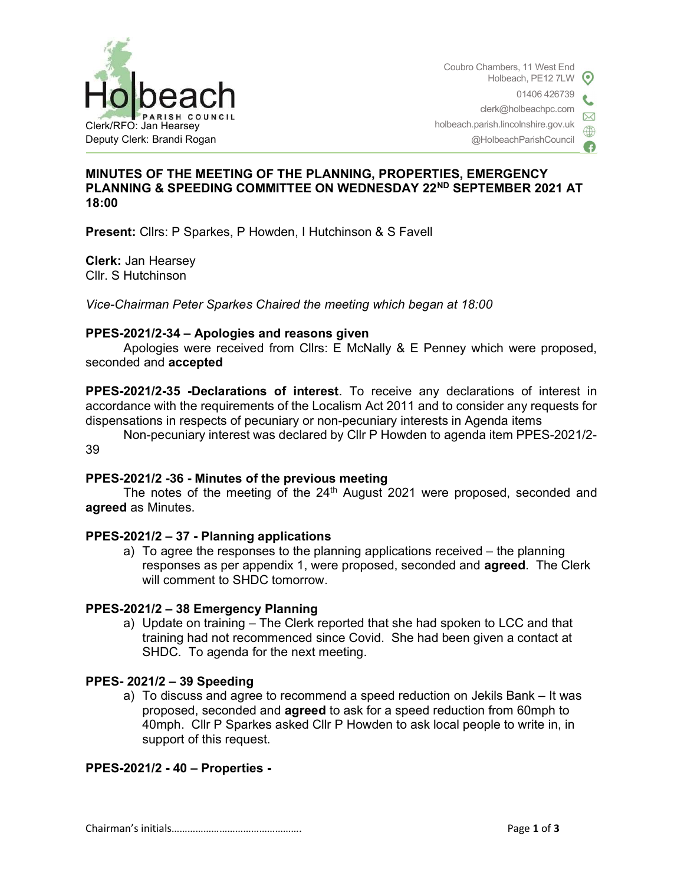Holbeach PARISH COUNCIL

Clerk/RFO: Jan Hearsey
Deputy Clerk: Brandi Rogan

Coubro Chambers, 11 West End
Holbeach, PE12 7LW
01406 426739
clerk@holbeachpc.com
holbeach.parish.lincolnshire.gov.uk
@HolbeachParishCouncil

## MINUTES OF THE MEETING OF THE PLANNING, PROPERTIES, EMERGENCY PLANNING & SPEEDING COMMITTEE ON WEDNESDAY 22ND SEPTEMBER 2021 AT 18:00

**Present:** Cllrs: P Sparkes, P Howden, I Hutchinson & S Favell

**Clerk:** Jan Hearsey
Cllr. S Hutchinson

*Vice-Chairman Peter Sparkes Chaired the meeting which began at 18:00*

### PPES-2021/2-34 – Apologies and reasons given

Apologies were received from Cllrs: E McNally & E Penney which were proposed, seconded and **accepted**

**PPES-2021/2-35 -Declarations of interest**. To receive any declarations of interest in accordance with the requirements of the Localism Act 2011 and to consider any requests for dispensations in respects of pecuniary or non-pecuniary interests in Agenda items

Non-pecuniary interest was declared by Cllr P Howden to agenda item PPES-2021/2-39

### PPES-2021/2 -36 - Minutes of the previous meeting

The notes of the meeting of the 24th August 2021 were proposed, seconded and **agreed** as Minutes.

### PPES-2021/2 – 37 - Planning applications

a) To agree the responses to the planning applications received – the planning responses as per appendix 1, were proposed, seconded and **agreed**. The Clerk will comment to SHDC tomorrow.

### PPES-2021/2 – 38 Emergency Planning

a) Update on training – The Clerk reported that she had spoken to LCC and that training had not recommenced since Covid. She had been given a contact at SHDC. To agenda for the next meeting.

### PPES- 2021/2 – 39 Speeding

a) To discuss and agree to recommend a speed reduction on Jekils Bank – It was proposed, seconded and **agreed** to ask for a speed reduction from 60mph to 40mph. Cllr P Sparkes asked Cllr P Howden to ask local people to write in, in support of this request.

### PPES-2021/2 - 40 – Properties -

Chairman's initials…………………………………………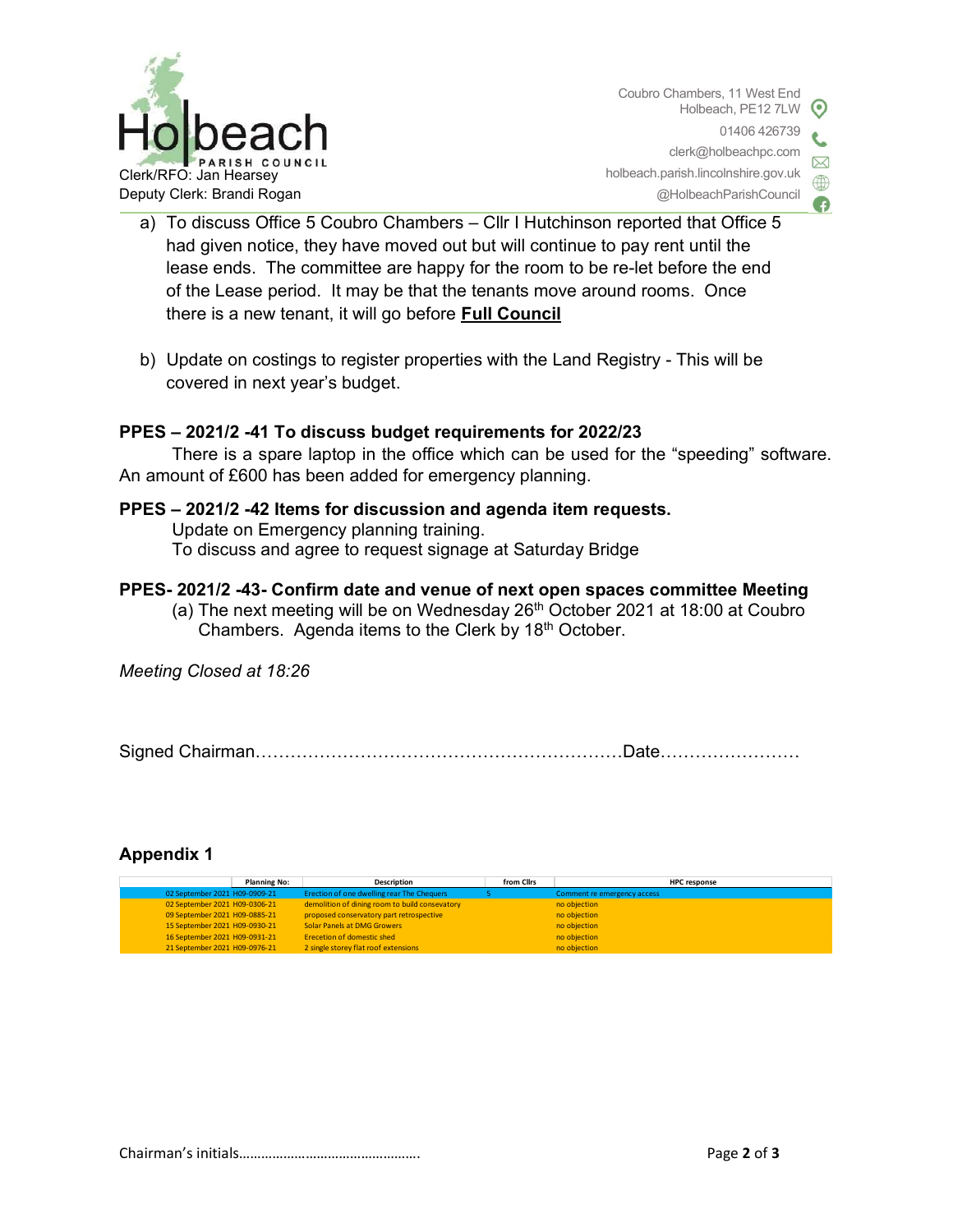Clerk/RFO: Jan Hearsey
Deputy Clerk: Brandi Rogan

Coubro Chambers, 11 West End
Holbeach, PE12 7LW
01406 426739
clerk@holbeachpc.com
holbeach.parish.lincolnshire.gov.uk
@HolbeachParishCouncil

a) To discuss Office 5 Coubro Chambers – Cllr I Hutchinson reported that Office 5 had given notice, they have moved out but will continue to pay rent until the lease ends. The committee are happy for the room to be re-let before the end of the Lease period. It may be that the tenants move around rooms. Once there is a new tenant, it will go before **Full Council**

b) Update on costings to register properties with the Land Registry - This will be covered in next year's budget.

**PPES – 2021/2 -41 To discuss budget requirements for 2022/23**

There is a spare laptop in the office which can be used for the "speeding" software. An amount of £600 has been added for emergency planning.

**PPES – 2021/2 -42 Items for discussion and agenda item requests.**

Update on Emergency planning training.
To discuss and agree to request signage at Saturday Bridge

**PPES- 2021/2 -43- Confirm date and venue of next open spaces committee Meeting**

(a) The next meeting will be on Wednesday 26th October 2021 at 18:00 at Coubro Chambers. Agenda items to the Clerk by 18th October.

*Meeting Closed at 18:26*

Signed Chairman……………………………………………………Date……………………

## Appendix 1

| | Planning No: | Description | from Cllrs | HPC response |
|---|---|---|---|---|
| 02 September 2021 | H09-0909-21 | Erection of one dwelling rear The Chequers | 5 | Comment re emergency access |
| 02 September 2021 | H09-0306-21 | demolition of dining room to build consevatory | | no objection |
| 09 September 2021 | H09-0885-21 | proposed conservatory part retrospective | | no objection |
| 15 September 2021 | H09-0930-21 | Solar Panels at DMG Growers | | no objection |
| 16 September 2021 | H09-0931-21 | Erecetion of domestic shed | | no objection |
| 21 September 2021 | H09-0976-21 | 2 single storey flat roof extensions | | no objection |

Chairman's initials………………………………………….